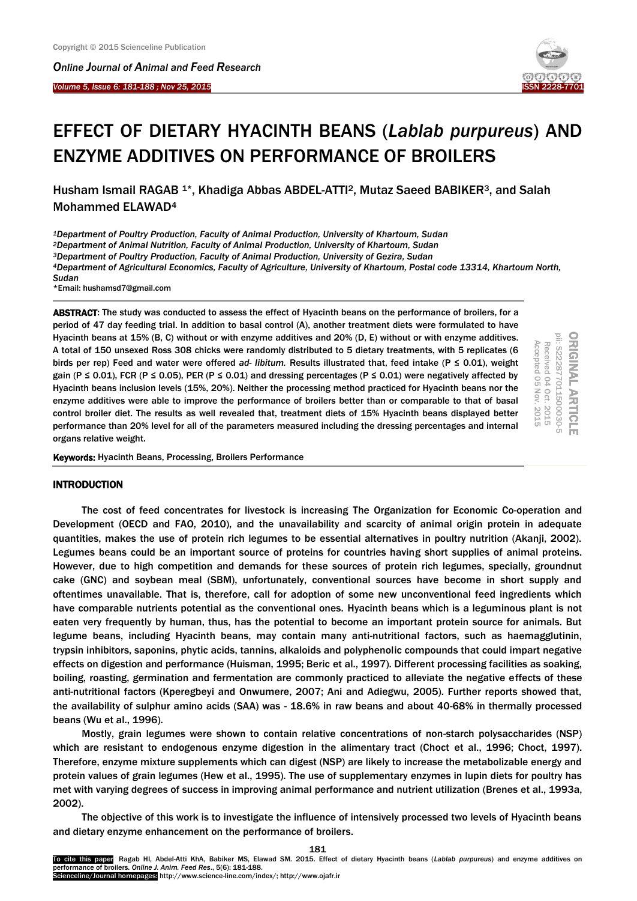# EFFECT OF DIETARY HYACINTH BEANS (*Lablab purpureus*) AND ENZYME ADDITIVES ON PERFORMANCE OF BROILERS

Husham Ismail RAGAB [1]*, Khadiga Abbas ABDEL-ATTI[2], Mutaz Saeed BABIKER[3], and Salah Mohammed ELAWAD[4]

*[1]Department of Poultry Production, Faculty of Animal Production, University of Khartoum, Sudan*
*[2]Department of Animal Nutrition, Faculty of Animal Production, University of Khartoum, Sudan*
*[3]Department of Poultry Production, Faculty of Animal Production, University of Gezira, Sudan*
*[4]Department of Agricultural Economics, Faculty of Agriculture, University of Khartoum, Postal code 13314, Khartoum North, Sudan*

*Email: hushamsd7@gmail.com

ORIGINAL ARTICLE
pii: S222877011500030-5
Received 04 Oct. 2015
Accepted 05 Nov. 2015

**ABSTRACT**: The study was conducted to assess the effect of Hyacinth beans on the performance of broilers, for a period of 47 day feeding trial. In addition to basal control (A), another treatment diets were formulated to have Hyacinth beans at 15% (B, C) without or with enzyme additives and 20% (D, E) without or with enzyme additives. A total of 150 unsexed Ross 308 chicks were randomly distributed to 5 dietary treatments, with 5 replicates (6 birds per rep) Feed and water were offered *ad- libitum*. Results illustrated that, feed intake ($P \leq 0.01$), weight gain ($P \leq 0.01$), FCR ($P \leq 0.05$), PER ($P \leq 0.01$) and dressing percentages ($P \leq 0.01$) were negatively affected by Hyacinth beans inclusion levels (15%, 20%). Neither the processing method practiced for Hyacinth beans nor the enzyme additives were able to improve the performance of broilers better than or comparable to that of basal control broiler diet. The results as well revealed that, treatment diets of 15% Hyacinth beans displayed better performance than 20% level for all of the parameters measured including the dressing percentages and internal organs relative weight.

**Keywords:** Hyacinth Beans, Processing, Broilers Performance

## INTRODUCTION

The cost of feed concentrates for livestock is increasing The Organization for Economic Co-operation and Development (OECD and FAO, 2010), and the unavailability and scarcity of animal origin protein in adequate quantities, makes the use of protein rich legumes to be essential alternatives in poultry nutrition (Akanji, 2002). Legumes beans could be an important source of proteins for countries having short supplies of animal proteins. However, due to high competition and demands for these sources of protein rich legumes, specially, groundnut cake (GNC) and soybean meal (SBM), unfortunately, conventional sources have become in short supply and oftentimes unavailable. That is, therefore, call for adoption of some new unconventional feed ingredients which have comparable nutrients potential as the conventional ones. Hyacinth beans which is a leguminous plant is not eaten very frequently by human, thus, has the potential to become an important protein source for animals. But legume beans, including Hyacinth beans, may contain many anti-nutritional factors, such as haemagglutinin, trypsin inhibitors, saponins, phytic acids, tannins, alkaloids and polyphenolic compounds that could impart negative effects on digestion and performance (Huisman, 1995; Beric et al., 1997). Different processing facilities as soaking, boiling, roasting, germination and fermentation are commonly practiced to alleviate the negative effects of these anti-nutritional factors (Kperegbeyi and Onwumere, 2007; Ani and Adiegwu, 2005). Further reports showed that, the availability of sulphur amino acids (SAA) was - 18.6% in raw beans and about 40-68% in thermally processed beans (Wu et al., 1996).

Mostly, grain legumes were shown to contain relative concentrations of non-starch polysaccharides (NSP) which are resistant to endogenous enzyme digestion in the alimentary tract (Choct et al., 1996; Choct, 1997). Therefore, enzyme mixture supplements which can digest (NSP) are likely to increase the metabolizable energy and protein values of grain legumes (Hew et al., 1995). The use of supplementary enzymes in lupin diets for poultry has met with varying degrees of success in improving animal performance and nutrient utilization (Brenes et al., 1993a, 2002).

The objective of this work is to investigate the influence of intensively processed two levels of Hyacinth beans and dietary enzyme enhancement on the performance of broilers.

To cite this paper: Ragab HI, Abdel-Atti KhA, Babiker MS, Elawad SM. 2015. Effect of dietary Hyacinth beans (*Lablab purpureus*) and enzyme additives on performance of broilers. *Online J. Anim. Feed Res.*, 5(6): 181-188.
Scienceline/Journal homepages: http://www.science-line.com/index/; http://www.ojafr.ir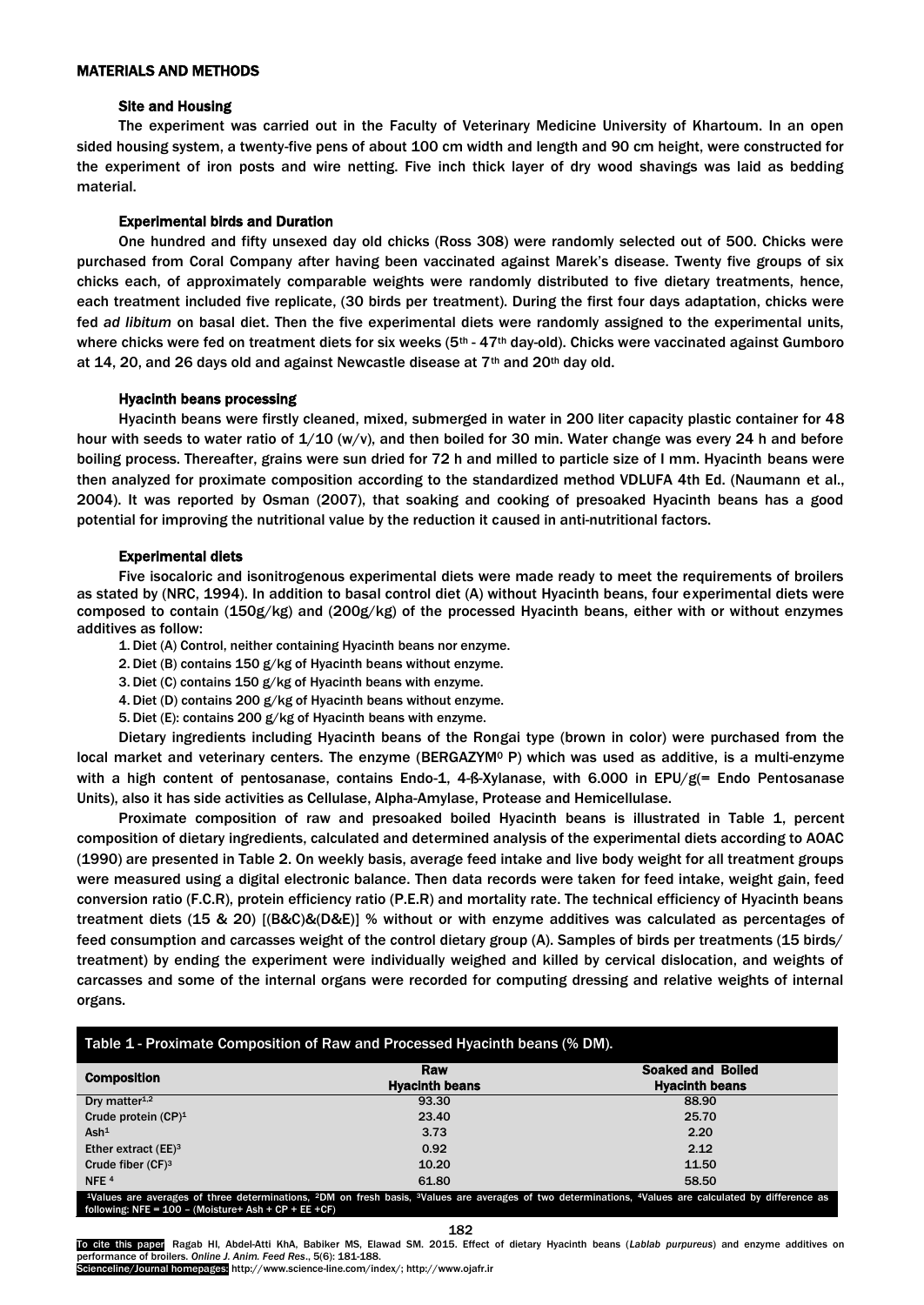## MATERIALS AND METHODS

### Site and Housing

The experiment was carried out in the Faculty of Veterinary Medicine University of Khartoum. In an open sided housing system, a twenty-five pens of about 100 cm width and length and 90 cm height, were constructed for the experiment of iron posts and wire netting. Five inch thick layer of dry wood shavings was laid as bedding material.

### Experimental birds and Duration

One hundred and fifty unsexed day old chicks (Ross 308) were randomly selected out of 500. Chicks were purchased from Coral Company after having been vaccinated against Marek's disease. Twenty five groups of six chicks each, of approximately comparable weights were randomly distributed to five dietary treatments, hence, each treatment included five replicate, (30 birds per treatment). During the first four days adaptation, chicks were fed *ad libitum* on basal diet. Then the five experimental diets were randomly assigned to the experimental units, where chicks were fed on treatment diets for six weeks ($5^{th}$ - $47^{th}$ day-old). Chicks were vaccinated against Gumboro at 14, 20, and 26 days old and against Newcastle disease at $7^{th}$ and $20^{th}$ day old.

### Hyacinth beans processing

Hyacinth beans were firstly cleaned, mixed, submerged in water in 200 liter capacity plastic container for 48 hour with seeds to water ratio of 1/10 (w/v), and then boiled for 30 min. Water change was every 24 h and before boiling process. Thereafter, grains were sun dried for 72 h and milled to particle size of I mm. Hyacinth beans were then analyzed for proximate composition according to the standardized method VDLUFA 4th Ed. (Naumann et al., 2004). It was reported by Osman (2007), that soaking and cooking of presoaked Hyacinth beans has a good potential for improving the nutritional value by the reduction it caused in anti-nutritional factors.

### Experimental diets

Five isocaloric and isonitrogenous experimental diets were made ready to meet the requirements of broilers as stated by (NRC, 1994). In addition to basal control diet (A) without Hyacinth beans, four experimental diets were composed to contain (150g/kg) and (200g/kg) of the processed Hyacinth beans, either with or without enzymes additives as follow:

1. Diet (A) Control, neither containing Hyacinth beans nor enzyme.
2. Diet (B) contains 150 g/kg of Hyacinth beans without enzyme.
3. Diet (C) contains 150 g/kg of Hyacinth beans with enzyme.
4. Diet (D) contains 200 g/kg of Hyacinth beans without enzyme.
5. Diet (E): contains 200 g/kg of Hyacinth beans with enzyme.

Dietary ingredients including Hyacinth beans of the Rongai type (brown in color) were purchased from the local market and veterinary centers. The enzyme (BERGAZYM$^{0}$ P) which was used as additive, is a multi-enzyme with a high content of pentosanase, contains Endo-1, 4-ß-Xylanase, with 6.000 in EPU/g(= Endo Pentosanase Units), also it has side activities as Cellulase, Alpha-Amylase, Protease and Hemicellulase.

Proximate composition of raw and presoaked boiled Hyacinth beans is illustrated in Table 1, percent composition of dietary ingredients, calculated and determined analysis of the experimental diets according to AOAC (1990) are presented in Table 2. On weekly basis, average feed intake and live body weight for all treatment groups were measured using a digital electronic balance. Then data records were taken for feed intake, weight gain, feed conversion ratio (F.C.R), protein efficiency ratio (P.E.R) and mortality rate. The technical efficiency of Hyacinth beans treatment diets (15 & 20) [(B&C)&(D&E)] % without or with enzyme additives was calculated as percentages of feed consumption and carcasses weight of the control dietary group (A). Samples of birds per treatments (15 birds/ treatment) by ending the experiment were individually weighed and killed by cervical dislocation, and weights of carcasses and some of the internal organs were recorded for computing dressing and relative weights of internal organs.

**Table 1 - Proximate Composition of Raw and Processed Hyacinth beans (% DM).**

| Composition | Raw Hyacinth beans | Soaked and Boiled Hyacinth beans |
|---|---|---|
| Dry matter[1,2] | 93.30 | 88.90 |
| Crude protein (CP)[1] | 23.40 | 25.70 |
| Ash[1] | 3.73 | 2.20 |
| Ether extract (EE)[3] | 0.92 | 2.12 |
| Crude fiber (CF)[3] | 10.20 | 11.50 |
| NFE [4] | 61.80 | 58.50 |

[1]Values are averages of three determinations, [2]DM on fresh basis, [3]Values are averages of two determinations, [4]Values are calculated by difference as following: NFE = 100 – (Moisture+ Ash + CP + EE +CF)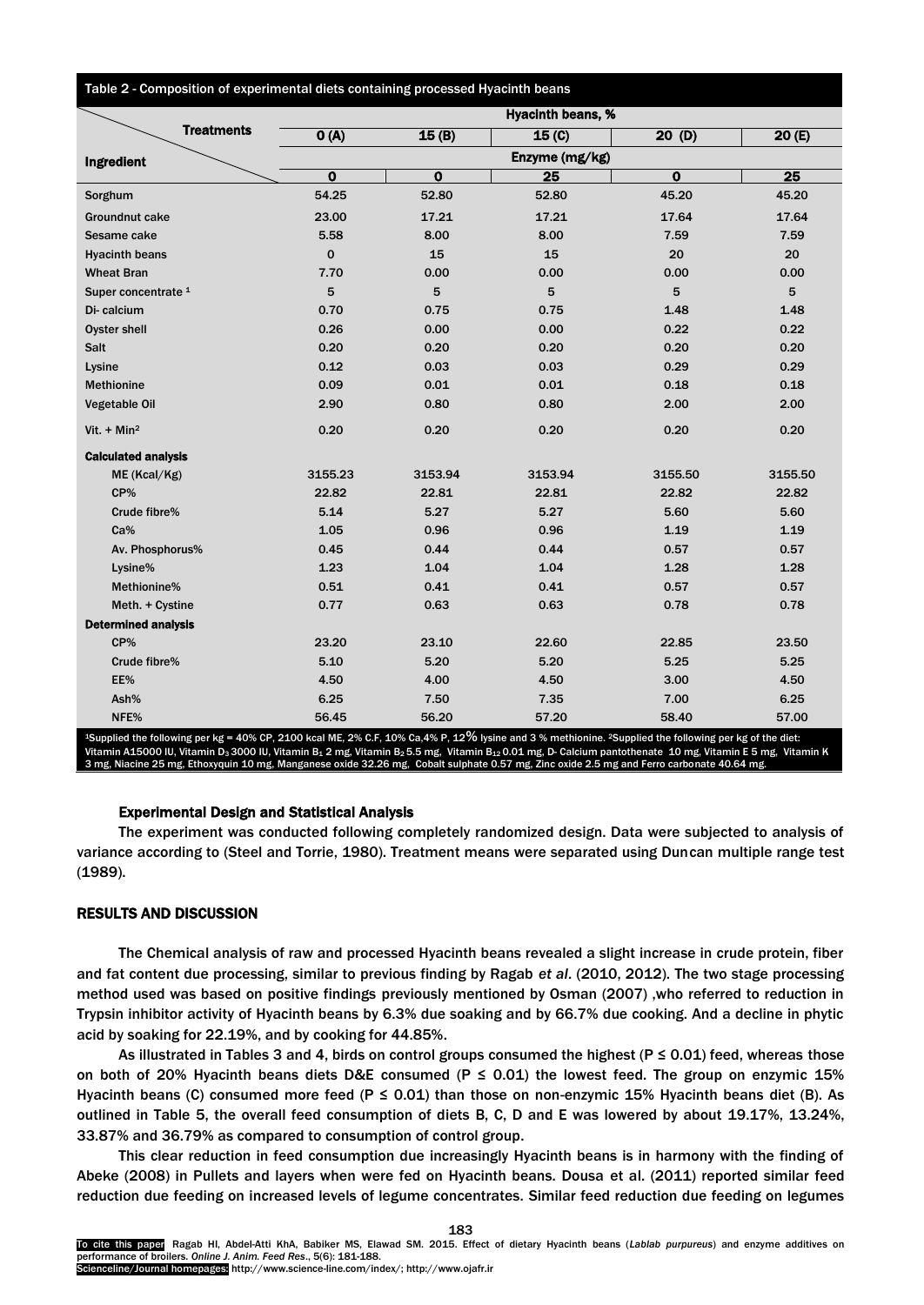Table 2 - Composition of experimental diets containing processed Hyacinth beans

| Ingredient \ Treatments | Hyacinth beans, % | | | | |
|---|---|---|---|---|---|
| | 0 (A) | 15 (B) | 15 (C) | 20 (D) | 20 (E) |
| | Enzyme (mg/kg) | | | | |
| | 0 | 0 | 25 | 0 | 25 |
| Sorghum | 54.25 | 52.80 | 52.80 | 45.20 | 45.20 |
| Groundnut cake | 23.00 | 17.21 | 17.21 | 17.64 | 17.64 |
| Sesame cake | 5.58 | 8.00 | 8.00 | 7.59 | 7.59 |
| Hyacinth beans | 0 | 15 | 15 | 20 | 20 |
| Wheat Bran | 7.70 | 0.00 | 0.00 | 0.00 | 0.00 |
| Super concentrate [1] | 5 | 5 | 5 | 5 | 5 |
| Di- calcium | 0.70 | 0.75 | 0.75 | 1.48 | 1.48 |
| Oyster shell | 0.26 | 0.00 | 0.00 | 0.22 | 0.22 |
| Salt | 0.20 | 0.20 | 0.20 | 0.20 | 0.20 |
| Lysine | 0.12 | 0.03 | 0.03 | 0.29 | 0.29 |
| Methionine | 0.09 | 0.01 | 0.01 | 0.18 | 0.18 |
| Vegetable Oil | 2.90 | 0.80 | 0.80 | 2.00 | 2.00 |
| Vit. + Min[2] | 0.20 | 0.20 | 0.20 | 0.20 | 0.20 |
| **Calculated analysis** | | | | | |
| ME (Kcal/Kg) | 3155.23 | 3153.94 | 3153.94 | 3155.50 | 3155.50 |
| CP% | 22.82 | 22.81 | 22.81 | 22.82 | 22.82 |
| Crude fibre% | 5.14 | 5.27 | 5.27 | 5.60 | 5.60 |
| Ca% | 1.05 | 0.96 | 0.96 | 1.19 | 1.19 |
| Av. Phosphorus% | 0.45 | 0.44 | 0.44 | 0.57 | 0.57 |
| Lysine% | 1.23 | 1.04 | 1.04 | 1.28 | 1.28 |
| Methionine% | 0.51 | 0.41 | 0.41 | 0.57 | 0.57 |
| Meth. + Cystine | 0.77 | 0.63 | 0.63 | 0.78 | 0.78 |
| **Determined analysis** | | | | | |
| CP% | 23.20 | 23.10 | 22.60 | 22.85 | 23.50 |
| Crude fibre% | 5.10 | 5.20 | 5.20 | 5.25 | 5.25 |
| EE% | 4.50 | 4.00 | 4.50 | 3.00 | 4.50 |
| Ash% | 6.25 | 7.50 | 7.35 | 7.00 | 6.25 |
| NFE% | 56.45 | 56.20 | 57.20 | 58.40 | 57.00 |

[1]Supplied the following per kg = 40% CP, 2100 kcal ME, 2% C.F, 10% Ca,4% P, 12% lysine and 3 % methionine. [2]Supplied the following per kg of the diet: Vitamin A15000 IU, Vitamin $D_3$ 3000 IU, Vitamin $B_1$ 2 mg, Vitamin $B_2$ 5.5 mg, Vitamin $B_{12}$ 0.01 mg, D- Calcium pantothenate 10 mg, Vitamin E 5 mg, Vitamin K 3 mg, Niacine 25 mg, Ethoxyquin 10 mg, Manganese oxide 32.26 mg, Cobalt sulphate 0.57 mg, Zinc oxide 2.5 mg and Ferro carbonate 40.64 mg.

### Experimental Design and Statistical Analysis

The experiment was conducted following completely randomized design. Data were subjected to analysis of variance according to (Steel and Torrie, 1980). Treatment means were separated using Duncan multiple range test (1989).

## RESULTS AND DISCUSSION

The Chemical analysis of raw and processed Hyacinth beans revealed a slight increase in crude protein, fiber and fat content due processing, similar to previous finding by Ragab *et al*. (2010, 2012). The two stage processing method used was based on positive findings previously mentioned by Osman (2007) ,who referred to reduction in Trypsin inhibitor activity of Hyacinth beans by 6.3% due soaking and by 66.7% due cooking. And a decline in phytic acid by soaking for 22.19%, and by cooking for 44.85%.

As illustrated in Tables 3 and 4, birds on control groups consumed the highest ($P \leq 0.01$) feed, whereas those on both of 20% Hyacinth beans diets D&E consumed ($P \leq 0.01$) the lowest feed. The group on enzymic 15% Hyacinth beans (C) consumed more feed ($P \leq 0.01$) than those on non-enzymic 15% Hyacinth beans diet (B). As outlined in Table 5, the overall feed consumption of diets B, C, D and E was lowered by about 19.17%, 13.24%, 33.87% and 36.79% as compared to consumption of control group.

This clear reduction in feed consumption due increasingly Hyacinth beans is in harmony with the finding of Abeke (2008) in Pullets and layers when were fed on Hyacinth beans. Dousa et al. (2011) reported similar feed reduction due feeding on increased levels of legume concentrates. Similar feed reduction due feeding on legumes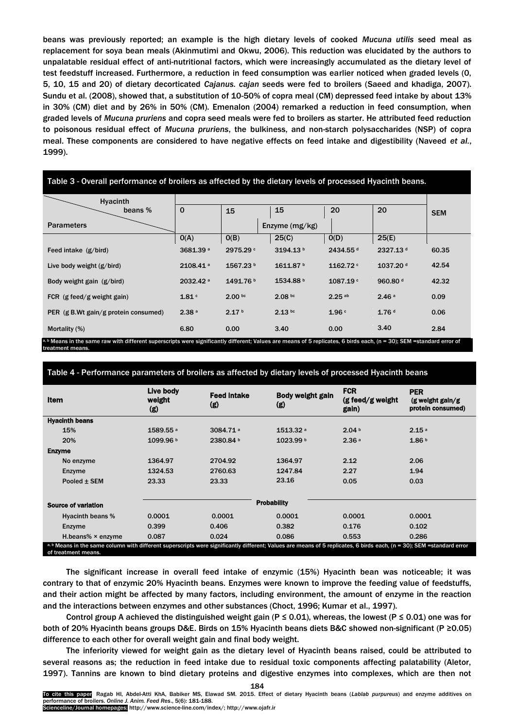beans was previously reported; an example is the high dietary levels of cooked *Mucuna utilis* seed meal as replacement for soya bean meals (Akinmutimi and Okwu, 2006). This reduction was elucidated by the authors to unpalatable residual effect of anti-nutritional factors, which were increasingly accumulated as the dietary level of test feedstuff increased. Furthermore, a reduction in feed consumption was earlier noticed when graded levels (0, 5, 10, 15 and 20) of dietary decorticated *Cajanus. cajan* seeds were fed to broilers (Saeed and khadiga, 2007). Sundu et al. (2008), showed that, a substitution of 10-50% of copra meal (CM) depressed feed intake by about 13% in 30% (CM) diet and by 26% in 50% (CM). Emenalon (2004) remarked a reduction in feed consumption, when graded levels of *Mucuna pruriens* and copra seed meals were fed to broilers as starter. He attributed feed reduction to poisonous residual effect of *Mucuna pruriens*, the bulkiness, and non-starch polysaccharides (NSP) of copra meal. These components are considered to have negative effects on feed intake and digestibility (Naveed *et al.*, 1999).

**Table 3 - Overall performance of broilers as affected by the dietary levels of processed Hyacinth beans.**

| Hyacinth beans % / Parameters | 0 | 15 | 15 | 20 | 20 | SEM |
|---|---|---|---|---|---|---|
| Enzyme (mg/kg) | 0(A) | 0(B) | 25(C) | 0(D) | 25(E) | |
| Feed intake (g/bird) | 3681.39 [a] | 2975.29 [c] | 3194.13 [b] | 2434.55 [d] | 2327.13 [d] | 60.35 |
| Live body weight (g/bird) | 2108.41 [a] | 1567.23 [b] | 1611.87 [b] | 1162.72 [c] | 1037.20 [d] | 42.54 |
| Body weight gain (g/bird) | 2032.42 [a] | 1491.76 [b] | 1534.88 [b] | 1087.19 [c] | 960.80 [d] | 42.32 |
| FCR (g feed/g weight gain) | 1.81 [c] | 2.00 [bc] | 2.08 [bc] | 2.25 [ab] | 2.46 [a] | 0.09 |
| PER (g B.Wt gain/g protein consumed) | 2.38 [a] | 2.17 [b] | 2.13 [bc] | 1.96 [c] | 1.76 [d] | 0.06 |
| Mortality (%) | 6.80 | 0.00 | 3.40 | 0.00 | 3.40 | 2.84 |

[a, b] Means in the same raw with different superscripts were significantly different; Values are means of 5 replicates, 6 birds each, (n = 30); SEM =standard error of treatment means.

**Table 4 - Performance parameters of broilers as affected by dietary levels of processed Hyacinth beans**

| Item | Live body weight (g) | Feed intake (g) | Body weight gain (g) | FCR (g feed/g weight gain) | PER (g weight gain/g protein consumed) |
|---|---|---|---|---|---|
| **Hyacinth beans** | | | | | |
| 15% | 1589.55 [a] | 3084.71 [a] | 1513.32 [a] | 2.04 [b] | 2.15 [a] |
| 20% | 1099.96 [b] | 2380.84 [b] | 1023.99 [b] | 2.36 [a] | 1.86 [b] |
| **Enzyme** | | | | | |
| No enzyme | 1364.97 | 2704.92 | 1364.97 | 2.12 | 2.06 |
| Enzyme | 1324.53 | 2760.63 | 1247.84 | 2.27 | 1.94 |
| Pooled ± SEM | 23.33 | 23.33 | 23.16 | 0.05 | 0.03 |
| **Source of variation** | | | **Probability** | | |
| Hyacinth beans % | 0.0001 | 0.0001 | 0.0001 | 0.0001 | 0.0001 |
| Enzyme | 0.399 | 0.406 | 0.382 | 0.176 | 0.102 |
| H.beans% × enzyme | 0.087 | 0.024 | 0.086 | 0.553 | 0.286 |

[a, b] Means in the same column with different superscripts were significantly different; Values are means of 5 replicates, 6 birds each, (n = 30); SEM =standard error of treatment means.

The significant increase in overall feed intake of enzymic (15%) Hyacinth bean was noticeable; it was contrary to that of enzymic 20% Hyacinth beans. Enzymes were known to improve the feeding value of feedstuffs, and their action might be affected by many factors, including environment, the amount of enzyme in the reaction and the interactions between enzymes and other substances (Choct, 1996; Kumar et al., 1997).

Control group A achieved the distinguished weight gain ($P \leq 0.01$), whereas, the lowest ($P \leq 0.01$) one was for both of 20% Hyacinth beans groups D&E. Birds on 15% Hyacinth beans diets B&C showed non-significant ($P \geq 0.05$) difference to each other for overall weight gain and final body weight.

The inferiority viewed for weight gain as the dietary level of Hyacinth beans raised, could be attributed to several reasons as; the reduction in feed intake due to residual toxic components affecting palatability (Aletor, 1997). Tannins are known to bind dietary proteins and digestive enzymes into complexes, which are then not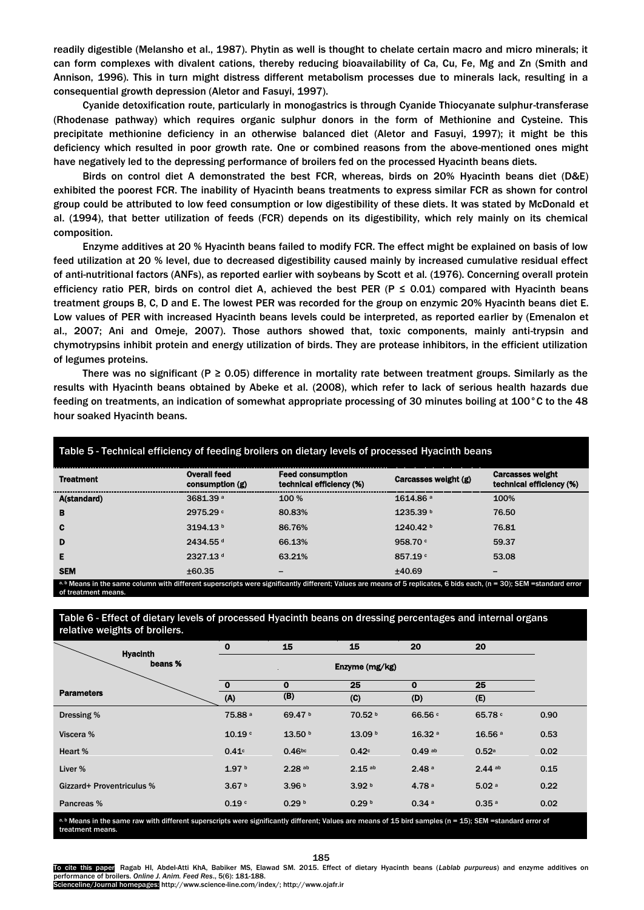readily digestible (Melansho et al., 1987). Phytin as well is thought to chelate certain macro and micro minerals; it can form complexes with divalent cations, thereby reducing bioavailability of Ca, Cu, Fe, Mg and Zn (Smith and Annison, 1996). This in turn might distress different metabolism processes due to minerals lack, resulting in a consequential growth depression (Aletor and Fasuyi, 1997).

Cyanide detoxification route, particularly in monogastrics is through Cyanide Thiocyanate sulphur-transferase (Rhodenase pathway) which requires organic sulphur donors in the form of Methionine and Cysteine. This precipitate methionine deficiency in an otherwise balanced diet (Aletor and Fasuyi, 1997); it might be this deficiency which resulted in poor growth rate. One or combined reasons from the above-mentioned ones might have negatively led to the depressing performance of broilers fed on the processed Hyacinth beans diets.

Birds on control diet A demonstrated the best FCR, whereas, birds on 20% Hyacinth beans diet (D&E) exhibited the poorest FCR. The inability of Hyacinth beans treatments to express similar FCR as shown for control group could be attributed to low feed consumption or low digestibility of these diets. It was stated by McDonald et al. (1994), that better utilization of feeds (FCR) depends on its digestibility, which rely mainly on its chemical composition.

Enzyme additives at 20 % Hyacinth beans failed to modify FCR. The effect might be explained on basis of low feed utilization at 20 % level, due to decreased digestibility caused mainly by increased cumulative residual effect of anti-nutritional factors (ANFs), as reported earlier with soybeans by Scott et al. (1976). Concerning overall protein efficiency ratio PER, birds on control diet A, achieved the best PER ($P \leq 0.01$) compared with Hyacinth beans treatment groups B, C, D and E. The lowest PER was recorded for the group on enzymic 20% Hyacinth beans diet E. Low values of PER with increased Hyacinth beans levels could be interpreted, as reported earlier by (Emenalon et al., 2007; Ani and Omeje, 2007). Those authors showed that, toxic components, mainly anti-trypsin and chymotrypsins inhibit protein and energy utilization of birds. They are protease inhibitors, in the efficient utilization of legumes proteins.

There was no significant ($P \geq 0.05$) difference in mortality rate between treatment groups. Similarly as the results with Hyacinth beans obtained by Abeke et al. (2008), which refer to lack of serious health hazards due feeding on treatments, an indication of somewhat appropriate processing of 30 minutes boiling at 100°C to the 48 hour soaked Hyacinth beans.

**Table 5 - Technical efficiency of feeding broilers on dietary levels of processed Hyacinth beans**

| Treatment | Overall feed consumption (g) | Feed consumption technical efficiency (%) | Carcasses weight (g) | Carcasses weight technical efficiency (%) |
|---|---|---|---|---|
| A(standard) | 3681.39 [a] | 100 % | 1614.86 [a] | 100% |
| B | 2975.29 [c] | 80.83% | 1235.39 [b] | 76.50 |
| C | 3194.13 [b] | 86.76% | 1240.42 [b] | 76.81 |
| D | 2434.55 [d] | 66.13% | 958.70 [c] | 59.37 |
| E | 2327.13 [d] | 63.21% | 857.19 [c] | 53.08 |
| SEM | ±60.35 | – | ±40.69 | – |

[a, b] Means in the same column with different superscripts were significantly different; Values are means of 5 replicates, 6 bids each, (n = 30); SEM =standard error of treatment means.

**Table 6 - Effect of dietary levels of processed Hyacinth beans on dressing percentages and internal organs relative weights of broilers.**

| Hyacinth beans % | 0 | 15 | 15 | 20 | 20 | |
|---|---|---|---|---|---|---|
| | Enzyme (mg/kg) | | | | | |
| Parameters | 0 (A) | 0 (B) | 25 (C) | 0 (D) | 25 (E) | |
| Dressing % | 75.88 [a] | 69.47 [b] | 70.52 [b] | 66.56 [c] | 65.78 [c] | 0.90 |
| Viscera % | 10.19 [c] | 13.50 [b] | 13.09 [b] | 16.32 [a] | 16.56 [a] | 0.53 |
| Heart % | 0.41 [c] | 0.46 [bc] | 0.42 [c] | 0.49 [ab] | 0.52 [a] | 0.02 |
| Liver % | 1.97 [b] | 2.28 [ab] | 2.15 [ab] | 2.48 [a] | 2.44 [ab] | 0.15 |
| Gizzard+ Proventriculus % | 3.67 [b] | 3.96 [b] | 3.92 [b] | 4.78 [a] | 5.02 [a] | 0.22 |
| Pancreas % | 0.19 [c] | 0.29 [b] | 0.29 [b] | 0.34 [a] | 0.35 [a] | 0.02 |

[a, b] Means in the same raw with different superscripts were significantly different; Values are means of 15 bird samples (n = 15); SEM =standard error of treatment means.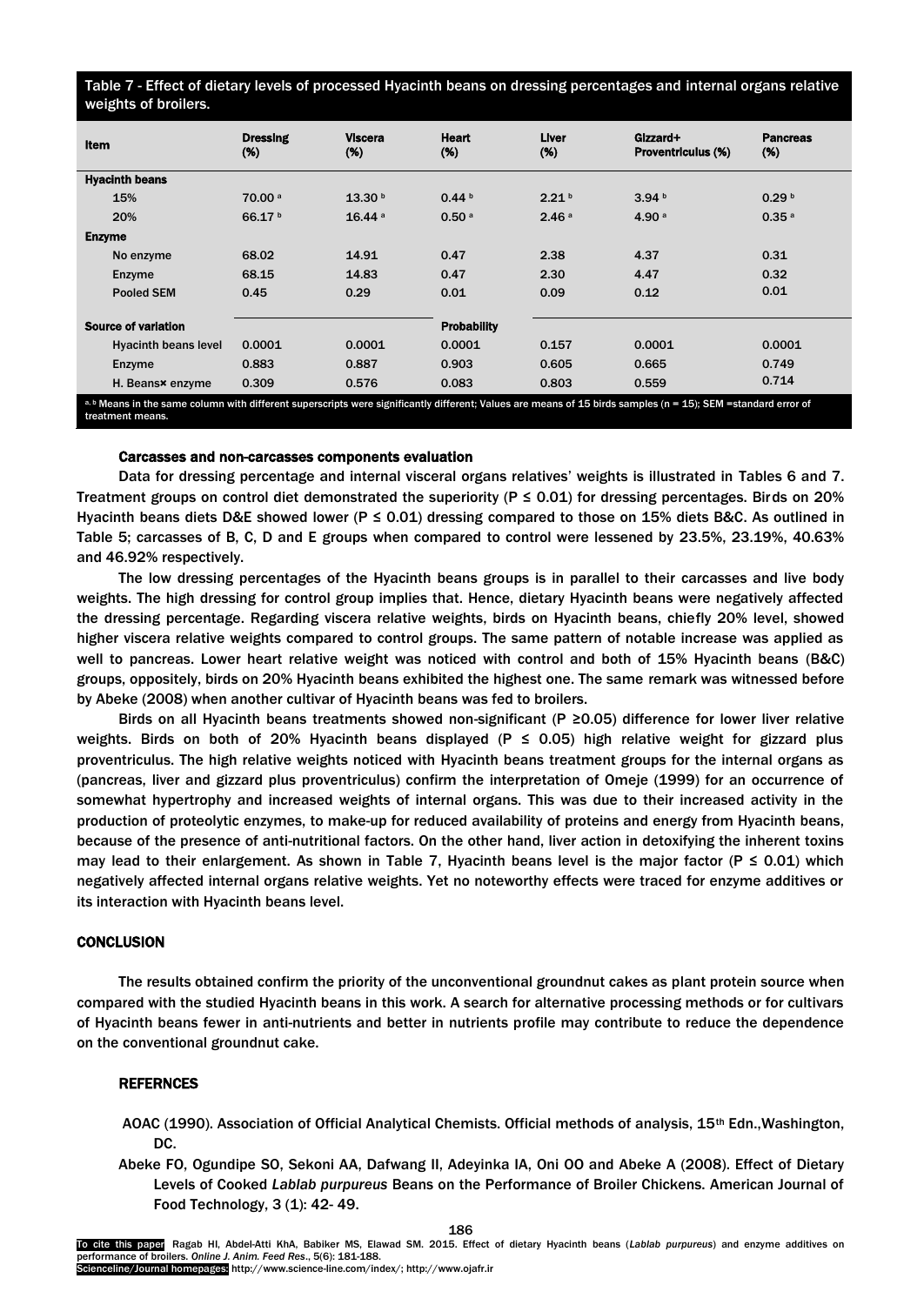Table 7 - Effect of dietary levels of processed Hyacinth beans on dressing percentages and internal organs relative weights of broilers.

| Item | Dressing (%) | Viscera (%) | Heart (%) | Liver (%) | Gizzard+ Proventriculus (%) | Pancreas (%) |
|---|---|---|---|---|---|---|
| **Hyacinth beans** | | | | | | |
| 15% | 70.00 [a] | 13.30 [b] | 0.44 [b] | 2.21 [b] | 3.94 [b] | 0.29 [b] |
| 20% | 66.17 [b] | 16.44 [a] | 0.50 [a] | 2.46 [a] | 4.90 [a] | 0.35 [a] |
| **Enzyme** | | | | | | |
| No enzyme | 68.02 | 14.91 | 0.47 | 2.38 | 4.37 | 0.31 |
| Enzyme | 68.15 | 14.83 | 0.47 | 2.30 | 4.47 | 0.32 |
| Pooled SEM | 0.45 | 0.29 | 0.01 | 0.09 | 0.12 | 0.01 |
| **Source of variation** | | | **Probability** | | | |
| Hyacinth beans level | 0.0001 | 0.0001 | 0.0001 | 0.157 | 0.0001 | 0.0001 |
| Enzyme | 0.883 | 0.887 | 0.903 | 0.605 | 0.665 | 0.749 |
| H. Beans× enzyme | 0.309 | 0.576 | 0.083 | 0.803 | 0.559 | 0.714 |

[a, b] Means in the same column with different superscripts were significantly different; Values are means of 15 birds samples (n = 15); SEM =standard error of treatment means.

### Carcasses and non-carcasses components evaluation

Data for dressing percentage and internal visceral organs relatives' weights is illustrated in Tables 6 and 7. Treatment groups on control diet demonstrated the superiority ($P \leq 0.01$) for dressing percentages. Birds on 20% Hyacinth beans diets D&E showed lower ($P \leq 0.01$) dressing compared to those on 15% diets B&C. As outlined in Table 5; carcasses of B, C, D and E groups when compared to control were lessened by 23.5%, 23.19%, 40.63% and 46.92% respectively.

The low dressing percentages of the Hyacinth beans groups is in parallel to their carcasses and live body weights. The high dressing for control group implies that. Hence, dietary Hyacinth beans were negatively affected the dressing percentage. Regarding viscera relative weights, birds on Hyacinth beans, chiefly 20% level, showed higher viscera relative weights compared to control groups. The same pattern of notable increase was applied as well to pancreas. Lower heart relative weight was noticed with control and both of 15% Hyacinth beans (B&C) groups, oppositely, birds on 20% Hyacinth beans exhibited the highest one. The same remark was witnessed before by Abeke (2008) when another cultivar of Hyacinth beans was fed to broilers.

Birds on all Hyacinth beans treatments showed non-significant ($P \geq 0.05$) difference for lower liver relative weights. Birds on both of 20% Hyacinth beans displayed ($P \leq 0.05$) high relative weight for gizzard plus proventriculus. The high relative weights noticed with Hyacinth beans treatment groups for the internal organs as (pancreas, liver and gizzard plus proventriculus) confirm the interpretation of Omeje (1999) for an occurrence of somewhat hypertrophy and increased weights of internal organs. This was due to their increased activity in the production of proteolytic enzymes, to make-up for reduced availability of proteins and energy from Hyacinth beans, because of the presence of anti-nutritional factors. On the other hand, liver action in detoxifying the inherent toxins may lead to their enlargement. As shown in Table 7, Hyacinth beans level is the major factor ($P \leq 0.01$) which negatively affected internal organs relative weights. Yet no noteworthy effects were traced for enzyme additives or its interaction with Hyacinth beans level.

## CONCLUSION

The results obtained confirm the priority of the unconventional groundnut cakes as plant protein source when compared with the studied Hyacinth beans in this work. A search for alternative processing methods or for cultivars of Hyacinth beans fewer in anti-nutrients and better in nutrients profile may contribute to reduce the dependence on the conventional groundnut cake.

## REFERNCES

AOAC (1990). Association of Official Analytical Chemists. Official methods of analysis, 15th Edn.,Washington, DC.

Abeke FO, Ogundipe SO, Sekoni AA, Dafwang II, Adeyinka IA, Oni OO and Abeke A (2008). Effect of Dietary Levels of Cooked *Lablab purpureus* Beans on the Performance of Broiler Chickens. American Journal of Food Technology, 3 (1): 42- 49.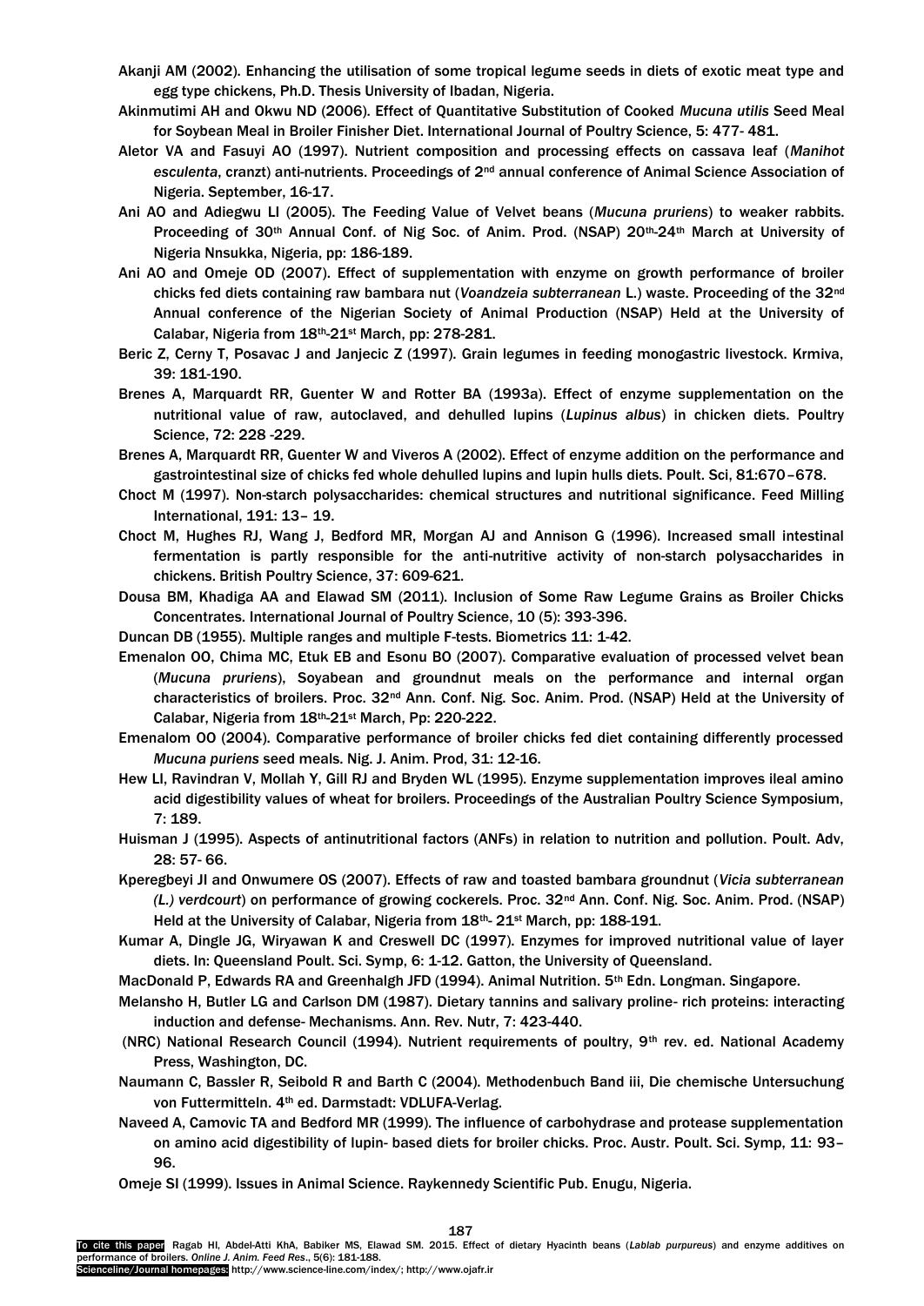Akanji AM (2002). Enhancing the utilisation of some tropical legume seeds in diets of exotic meat type and egg type chickens, Ph.D. Thesis University of Ibadan, Nigeria.

Akinmutimi AH and Okwu ND (2006). Effect of Quantitative Substitution of Cooked *Mucuna utilis* Seed Meal for Soybean Meal in Broiler Finisher Diet. International Journal of Poultry Science, 5: 477- 481.

Aletor VA and Fasuyi AO (1997). Nutrient composition and processing effects on cassava leaf (*Manihot esculenta*, cranzt) anti-nutrients. Proceedings of 2nd annual conference of Animal Science Association of Nigeria. September, 16-17.

Ani AO and Adiegwu LI (2005). The Feeding Value of Velvet beans (*Mucuna pruriens*) to weaker rabbits. Proceeding of 30th Annual Conf. of Nig Soc. of Anim. Prod. (NSAP) 20th-24th March at University of Nigeria Nnsukka, Nigeria, pp: 186-189.

Ani AO and Omeje OD (2007). Effect of supplementation with enzyme on growth performance of broiler chicks fed diets containing raw bambara nut (*Voandzeia subterranean* L.) waste. Proceeding of the 32nd Annual conference of the Nigerian Society of Animal Production (NSAP) Held at the University of Calabar, Nigeria from 18th-21st March, pp: 278-281.

Beric Z, Cerny T, Posavac J and Janjecic Z (1997). Grain legumes in feeding monogastric livestock. Krmiva, 39: 181-190.

Brenes A, Marquardt RR, Guenter W and Rotter BA (1993a). Effect of enzyme supplementation on the nutritional value of raw, autoclaved, and dehulled lupins (*Lupinus albus*) in chicken diets. Poultry Science, 72: 228 -229.

Brenes A, Marquardt RR, Guenter W and Viveros A (2002). Effect of enzyme addition on the performance and gastrointestinal size of chicks fed whole dehulled lupins and lupin hulls diets. Poult. Sci, 81:670–678.

Choct M (1997). Non-starch polysaccharides: chemical structures and nutritional significance. Feed Milling International, 191: 13– 19.

Choct M, Hughes RJ, Wang J, Bedford MR, Morgan AJ and Annison G (1996). Increased small intestinal fermentation is partly responsible for the anti-nutritive activity of non-starch polysaccharides in chickens. British Poultry Science, 37: 609-621.

Dousa BM, Khadiga AA and Elawad SM (2011). Inclusion of Some Raw Legume Grains as Broiler Chicks Concentrates. International Journal of Poultry Science, 10 (5): 393-396.

Duncan DB (1955). Multiple ranges and multiple F-tests. Biometrics 11: 1-42.

Emenalon OO, Chima MC, Etuk EB and Esonu BO (2007). Comparative evaluation of processed velvet bean (*Mucuna pruriens*), Soyabean and groundnut meals on the performance and internal organ characteristics of broilers. Proc. 32nd Ann. Conf. Nig. Soc. Anim. Prod. (NSAP) Held at the University of Calabar, Nigeria from 18th-21st March, Pp: 220-222.

Emenalom OO (2004). Comparative performance of broiler chicks fed diet containing differently processed *Mucuna puriens* seed meals. Nig. J. Anim. Prod, 31: 12-16.

Hew LI, Ravindran V, Mollah Y, Gill RJ and Bryden WL (1995). Enzyme supplementation improves ileal amino acid digestibility values of wheat for broilers. Proceedings of the Australian Poultry Science Symposium, 7: 189.

Huisman J (1995). Aspects of antinutritional factors (ANFs) in relation to nutrition and pollution. Poult. Adv, 28: 57- 66.

Kperegbeyi JI and Onwumere OS (2007). Effects of raw and toasted bambara groundnut (*Vicia subterranean (L.) verdcourt*) on performance of growing cockerels. Proc. 32nd Ann. Conf. Nig. Soc. Anim. Prod. (NSAP) Held at the University of Calabar, Nigeria from 18th- 21st March, pp: 188-191.

Kumar A, Dingle JG, Wiryawan K and Creswell DC (1997). Enzymes for improved nutritional value of layer diets. In: Queensland Poult. Sci. Symp, 6: 1-12. Gatton, the University of Queensland.

MacDonald P, Edwards RA and Greenhalgh JFD (1994). Animal Nutrition. 5th Edn. Longman. Singapore.

Melansho H, Butler LG and Carlson DM (1987). Dietary tannins and salivary proline- rich proteins: interacting induction and defense- Mechanisms. Ann. Rev. Nutr, 7: 423-440.

(NRC) National Research Council (1994). Nutrient requirements of poultry, 9th rev. ed. National Academy Press, Washington, DC.

Naumann C, Bassler R, Seibold R and Barth C (2004). Methodenbuch Band iii, Die chemische Untersuchung von Futtermitteln. 4th ed. Darmstadt: VDLUFA-Verlag.

Naveed A, Camovic TA and Bedford MR (1999). The influence of carbohydrase and protease supplementation on amino acid digestibility of lupin- based diets for broiler chicks. Proc. Austr. Poult. Sci. Symp, 11: 93– 96.

Omeje SI (1999). Issues in Animal Science. Raykennedy Scientific Pub. Enugu, Nigeria.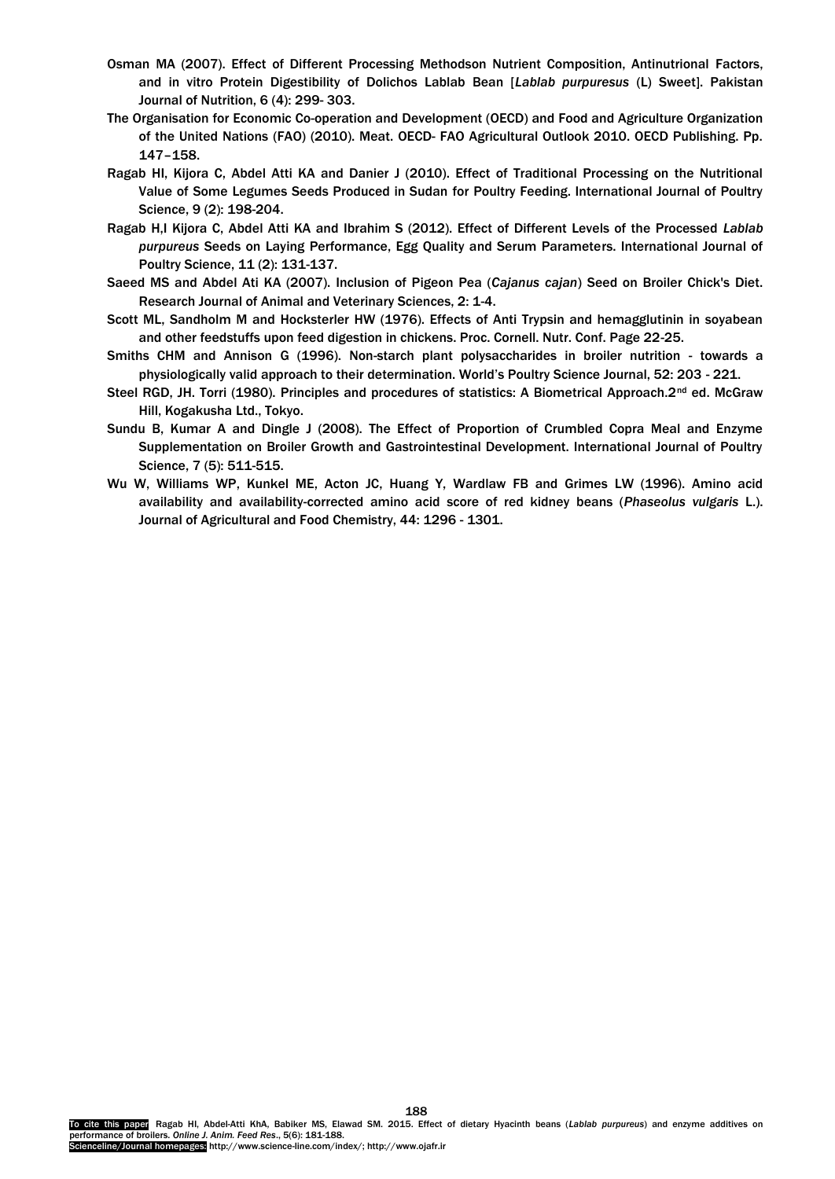Osman MA (2007). Effect of Different Processing Methodson Nutrient Composition, Antinutrional Factors, and in vitro Protein Digestibility of Dolichos Lablab Bean [*Lablab purpuresus* (L) Sweet]. Pakistan Journal of Nutrition, 6 (4): 299- 303.

The Organisation for Economic Co-operation and Development (OECD) and Food and Agriculture Organization of the United Nations (FAO) (2010). Meat. OECD- FAO Agricultural Outlook 2010. OECD Publishing. Pp. 147–158.

Ragab HI, Kijora C, Abdel Atti KA and Danier J (2010). Effect of Traditional Processing on the Nutritional Value of Some Legumes Seeds Produced in Sudan for Poultry Feeding. International Journal of Poultry Science, 9 (2): 198-204.

Ragab H,I Kijora C, Abdel Atti KA and Ibrahim S (2012). Effect of Different Levels of the Processed *Lablab purpureus* Seeds on Laying Performance, Egg Quality and Serum Parameters. International Journal of Poultry Science, 11 (2): 131-137.

Saeed MS and Abdel Ati KA (2007). Inclusion of Pigeon Pea (*Cajanus cajan*) Seed on Broiler Chick's Diet. Research Journal of Animal and Veterinary Sciences, 2: 1-4.

Scott ML, Sandholm M and Hocksterler HW (1976). Effects of Anti Trypsin and hemagglutinin in soyabean and other feedstuffs upon feed digestion in chickens. Proc. Cornell. Nutr. Conf. Page 22-25.

Smiths CHM and Annison G (1996). Non-starch plant polysaccharides in broiler nutrition - towards a physiologically valid approach to their determination. World's Poultry Science Journal, 52: 203 - 221.

Steel RGD, JH. Torri (1980). Principles and procedures of statistics: A Biometrical Approach.2nd ed. McGraw Hill, Kogakusha Ltd., Tokyo.

Sundu B, Kumar A and Dingle J (2008). The Effect of Proportion of Crumbled Copra Meal and Enzyme Supplementation on Broiler Growth and Gastrointestinal Development. International Journal of Poultry Science, 7 (5): 511-515.

Wu W, Williams WP, Kunkel ME, Acton JC, Huang Y, Wardlaw FB and Grimes LW (1996). Amino acid availability and availability-corrected amino acid score of red kidney beans (*Phaseolus vulgaris* L.). Journal of Agricultural and Food Chemistry, 44: 1296 - 1301.